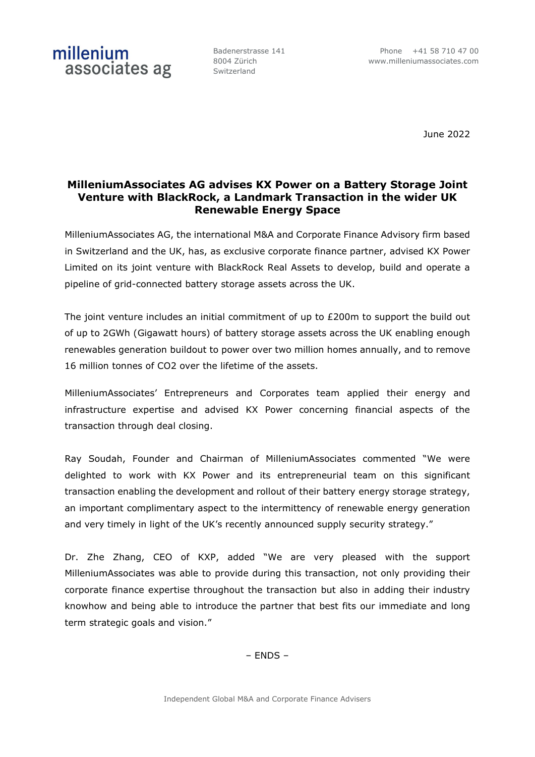millenium associates ag

Badenerstrasse 141
8004 Zürich
Switzerland

Phone +41 58 710 47 00
www.milleniumassociates.com

June 2022

# MilleniumAssociates AG advises KX Power on a Battery Storage Joint Venture with BlackRock, a Landmark Transaction in the wider UK Renewable Energy Space

MilleniumAssociates AG, the international M&A and Corporate Finance Advisory firm based in Switzerland and the UK, has, as exclusive corporate finance partner, advised KX Power Limited on its joint venture with BlackRock Real Assets to develop, build and operate a pipeline of grid-connected battery storage assets across the UK.

The joint venture includes an initial commitment of up to £200m to support the build out of up to 2GWh (Gigawatt hours) of battery storage assets across the UK enabling enough renewables generation buildout to power over two million homes annually, and to remove 16 million tonnes of $CO_2$ over the lifetime of the assets.

MilleniumAssociates' Entrepreneurs and Corporates team applied their energy and infrastructure expertise and advised KX Power concerning financial aspects of the transaction through deal closing.

Ray Soudah, Founder and Chairman of MilleniumAssociates commented "We were delighted to work with KX Power and its entrepreneurial team on this significant transaction enabling the development and rollout of their battery energy storage strategy, an important complimentary aspect to the intermittency of renewable energy generation and very timely in light of the UK's recently announced supply security strategy."

Dr. Zhe Zhang, CEO of KXP, added "We are very pleased with the support MilleniumAssociates was able to provide during this transaction, not only providing their corporate finance expertise throughout the transaction but also in adding their industry knowhow and being able to introduce the partner that best fits our immediate and long term strategic goals and vision."

– ENDS –

Independent Global M&A and Corporate Finance Advisers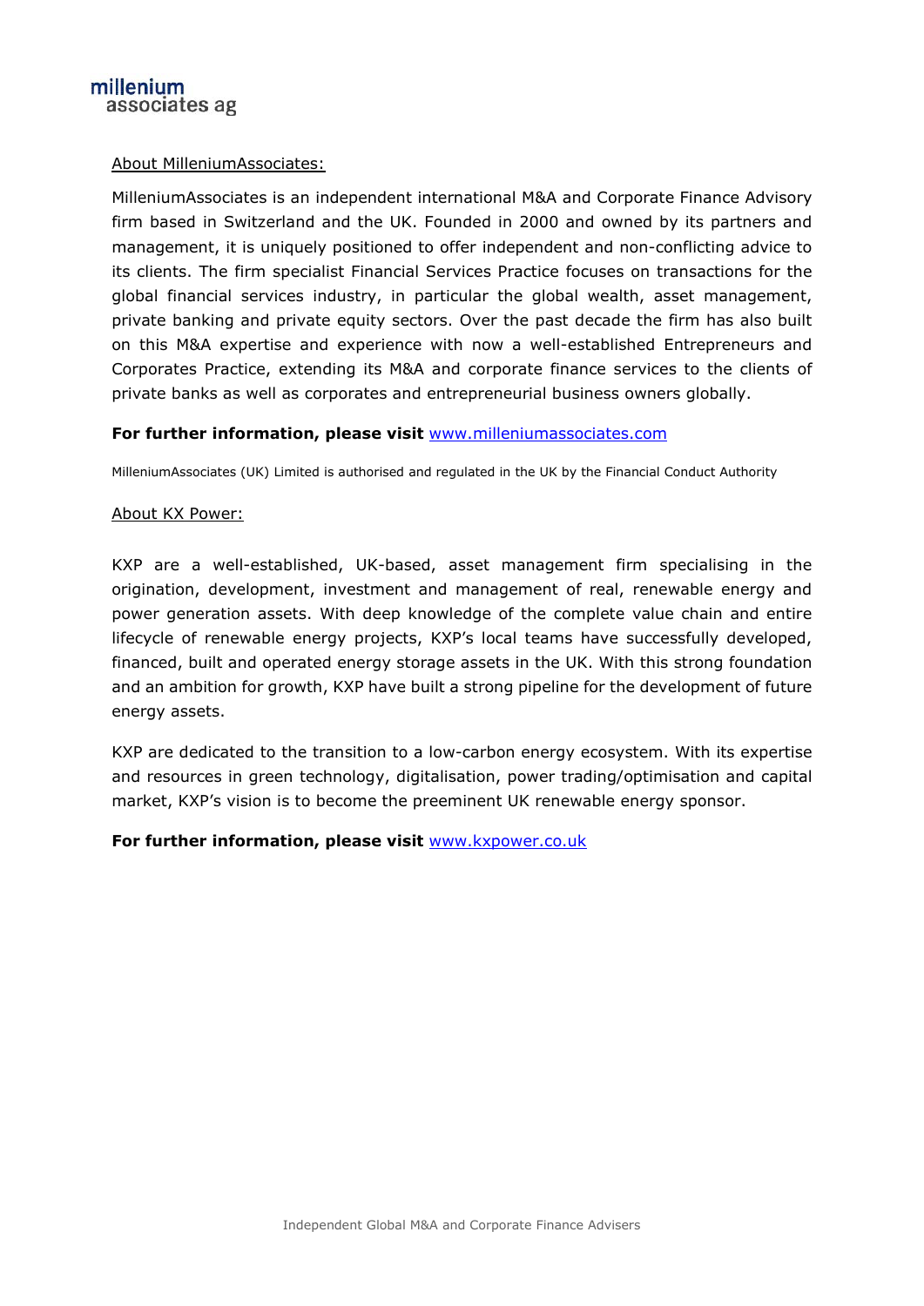About MilleniumAssociates:

MilleniumAssociates is an independent international M&A and Corporate Finance Advisory firm based in Switzerland and the UK. Founded in 2000 and owned by its partners and management, it is uniquely positioned to offer independent and non-conflicting advice to its clients. The firm specialist Financial Services Practice focuses on transactions for the global financial services industry, in particular the global wealth, asset management, private banking and private equity sectors. Over the past decade the firm has also built on this M&A expertise and experience with now a well-established Entrepreneurs and Corporates Practice, extending its M&A and corporate finance services to the clients of private banks as well as corporates and entrepreneurial business owners globally.

**For further information, please visit** [www.milleniumassociates.com](http://www.milleniumassociates.com)

MilleniumAssociates (UK) Limited is authorised and regulated in the UK by the Financial Conduct Authority

About KX Power:

KXP are a well-established, UK-based, asset management firm specialising in the origination, development, investment and management of real, renewable energy and power generation assets. With deep knowledge of the complete value chain and entire lifecycle of renewable energy projects, KXP's local teams have successfully developed, financed, built and operated energy storage assets in the UK. With this strong foundation and an ambition for growth, KXP have built a strong pipeline for the development of future energy assets.

KXP are dedicated to the transition to a low-carbon energy ecosystem. With its expertise and resources in green technology, digitalisation, power trading/optimisation and capital market, KXP's vision is to become the preeminent UK renewable energy sponsor.

**For further information, please visit** [www.kxpower.co.uk](http://www.kxpower.co.uk)